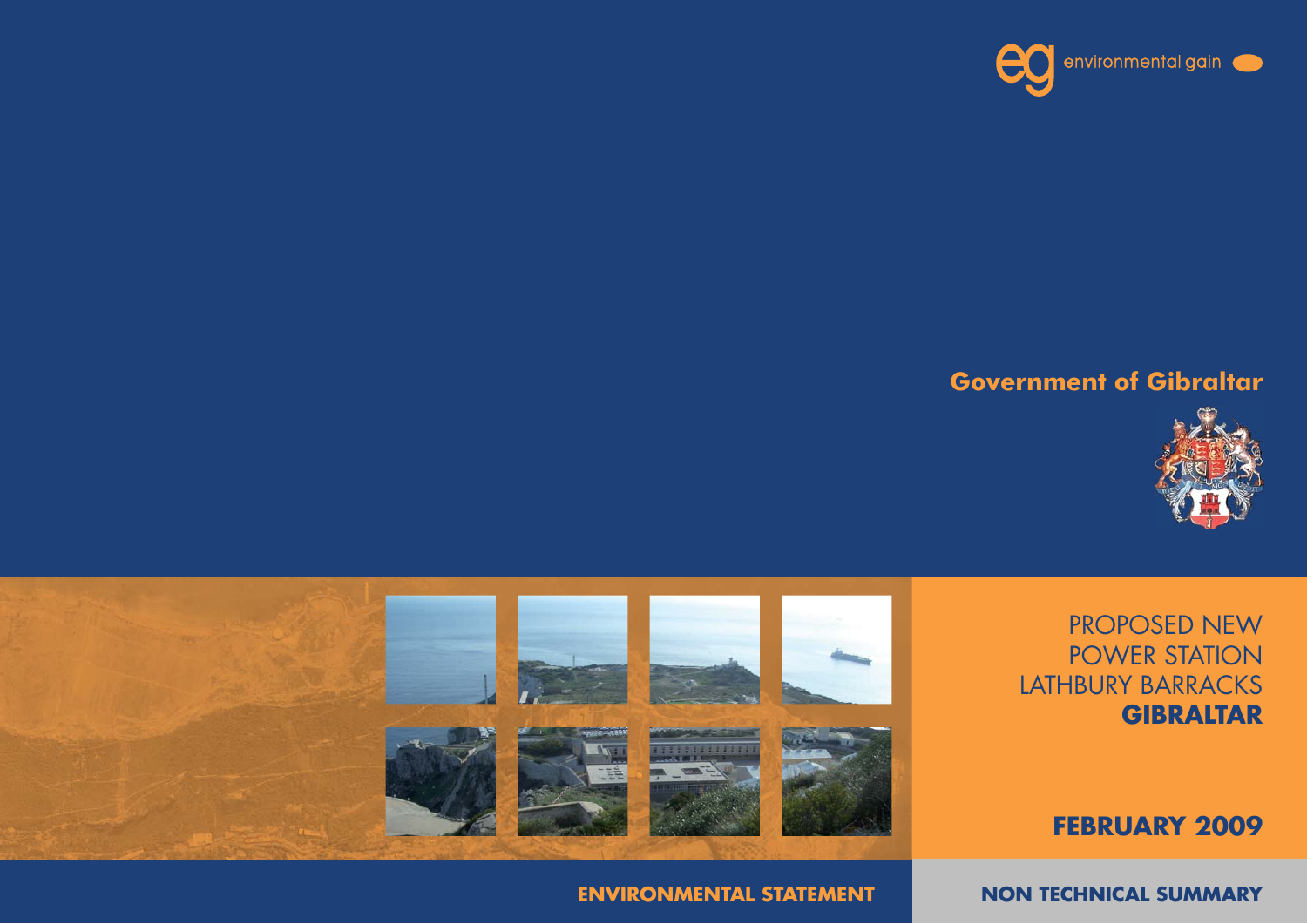environmental gain

**Government of Gibraltar**

# PROPOSED NEW POWER STATION LATHBURY BARRACKS **GIBRALTAR**

**FEBRUARY 2009**

**ENVIRONMENTAL STATEMENT**

**NON TECHNICAL SUMMARY**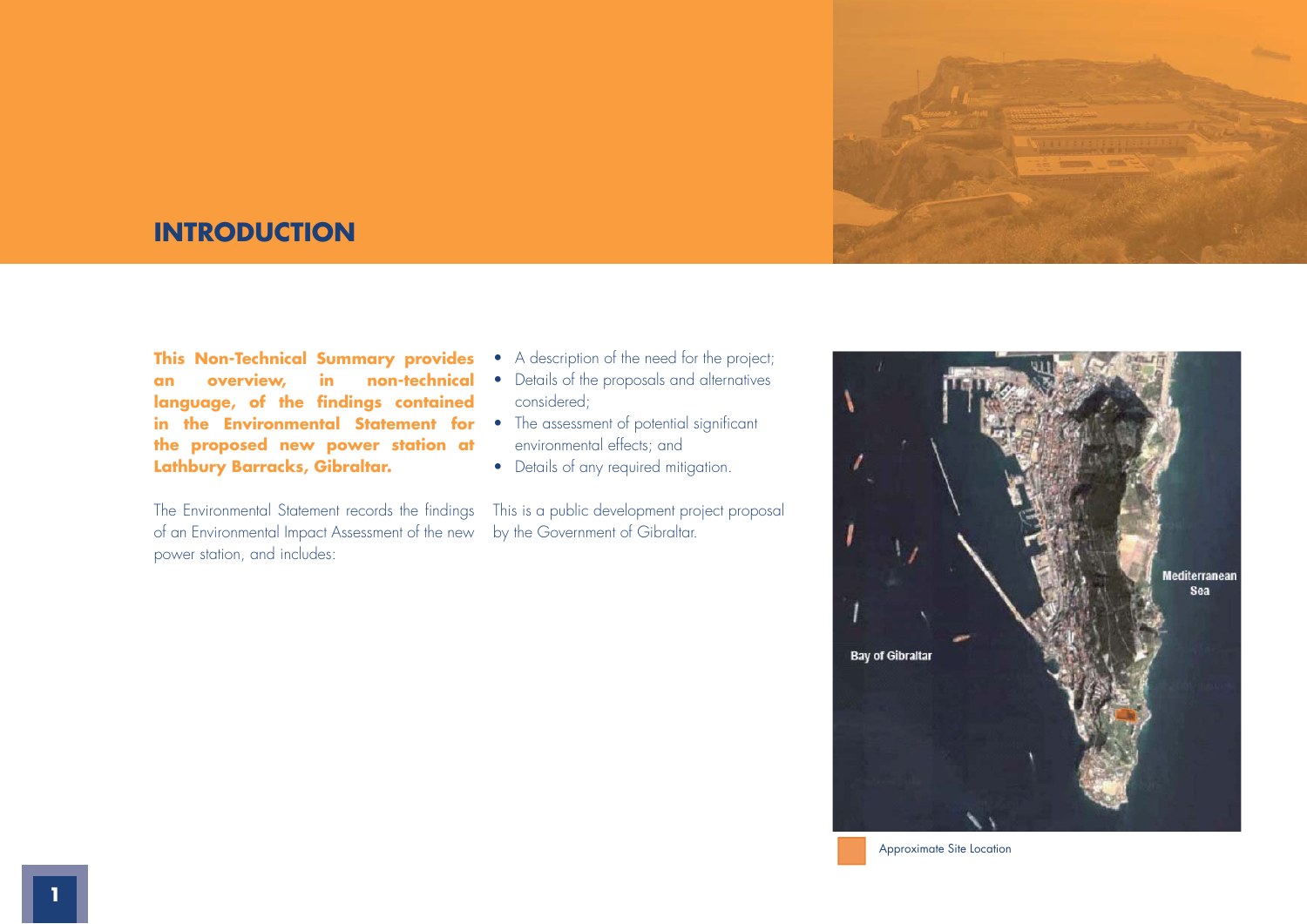# INTRODUCTION

**This Non-Technical Summary provides an overview, in non-technical language, of the findings contained in the Environmental Statement for the proposed new power station at Lathbury Barracks, Gibraltar.**

The Environmental Statement records the findings of an Environmental Impact Assessment of the new power station, and includes:

- A description of the need for the project;
- Details of the proposals and alternatives considered;
- The assessment of potential significant environmental effects; and
- Details of any required mitigation.

This is a public development project proposal by the Government of Gibraltar.

Approximate Site Location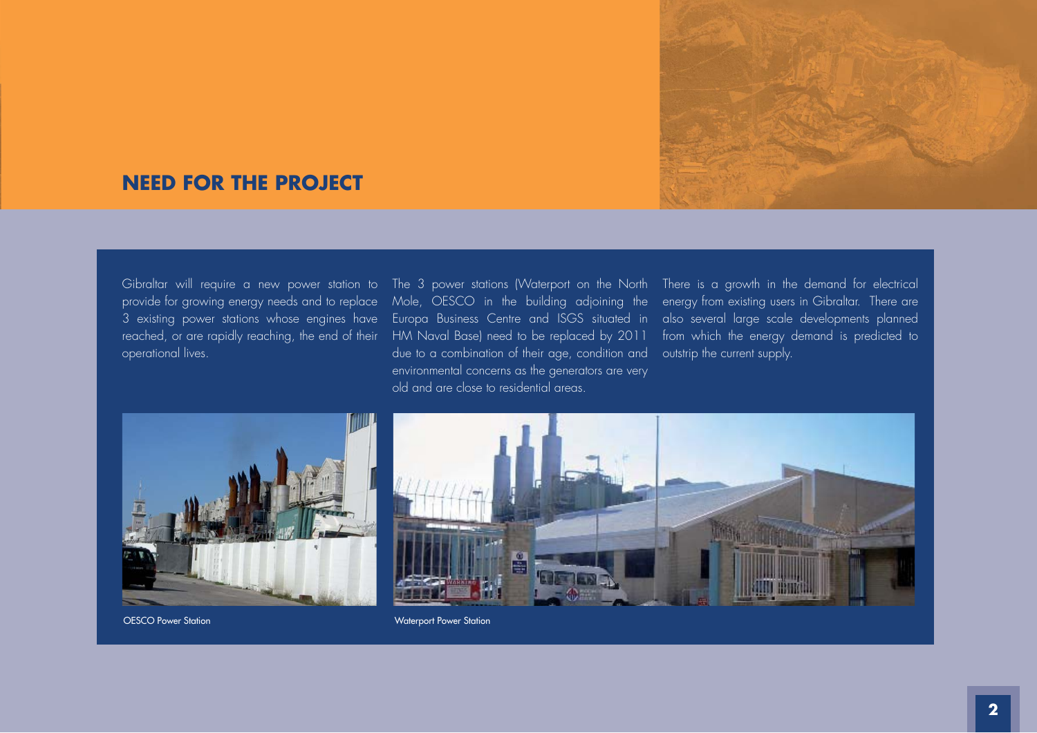## NEED FOR THE PROJECT

Gibraltar will require a new power station to provide for growing energy needs and to replace 3 existing power stations whose engines have reached, or are rapidly reaching, the end of their operational lives.

The 3 power stations (Waterport on the North Mole, OESCO in the building adjoining the Europa Business Centre and ISGS situated in HM Naval Base) need to be replaced by 2011 due to a combination of their age, condition and environmental concerns as the generators are very old and are close to residential areas.

There is a growth in the demand for electrical energy from existing users in Gibraltar. There are also several large scale developments planned from which the energy demand is predicted to outstrip the current supply.

OESCO Power Station

Waterport Power Station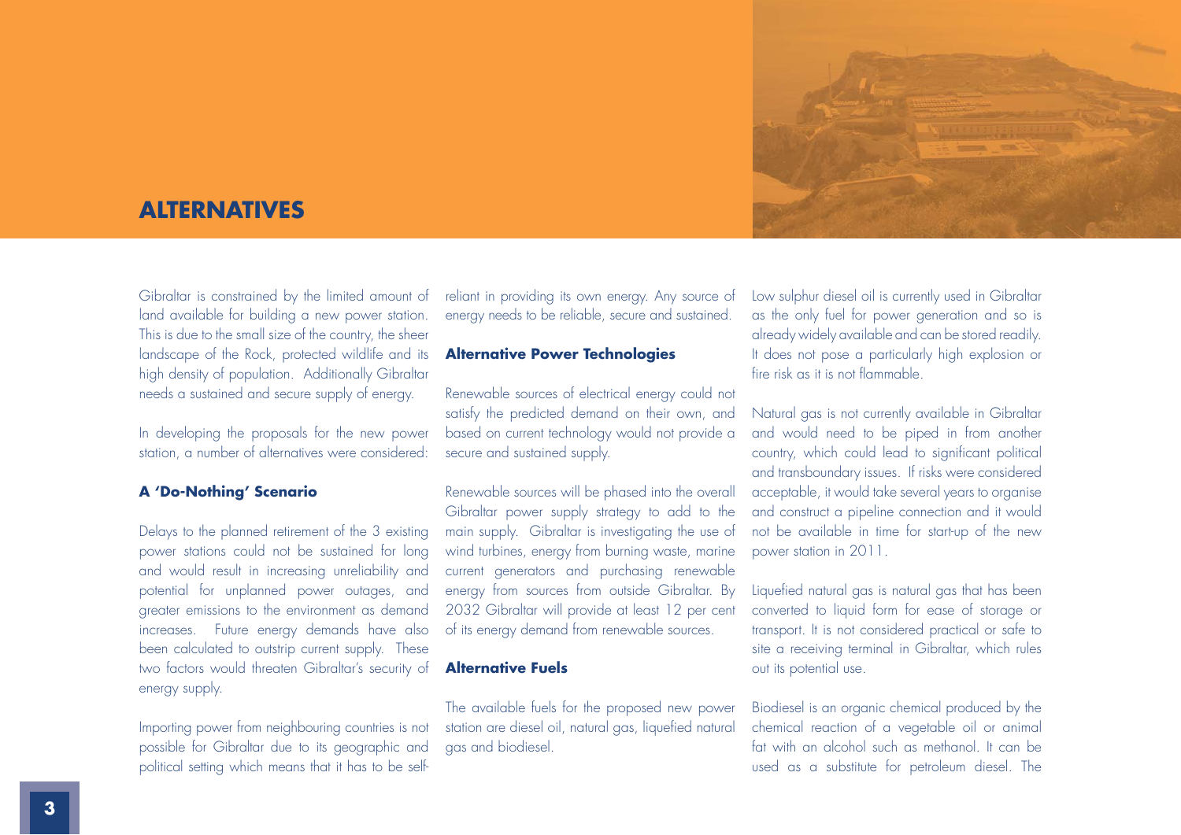# ALTERNATIVES

Gibraltar is constrained by the limited amount of land available for building a new power station. This is due to the small size of the country, the sheer landscape of the Rock, protected wildlife and its high density of population. Additionally Gibraltar needs a sustained and secure supply of energy.

In developing the proposals for the new power station, a number of alternatives were considered:

### A 'Do-Nothing' Scenario

Delays to the planned retirement of the 3 existing power stations could not be sustained for long and would result in increasing unreliability and potential for unplanned power outages, and greater emissions to the environment as demand increases. Future energy demands have also been calculated to outstrip current supply. These two factors would threaten Gibraltar's security of energy supply.

Importing power from neighbouring countries is not possible for Gibraltar due to its geographic and political setting which means that it has to be self-reliant in providing its own energy. Any source of energy needs to be reliable, secure and sustained.

### Alternative Power Technologies

Renewable sources of electrical energy could not satisfy the predicted demand on their own, and based on current technology would not provide a secure and sustained supply.

Renewable sources will be phased into the overall Gibraltar power supply strategy to add to the main supply. Gibraltar is investigating the use of wind turbines, energy from burning waste, marine current generators and purchasing renewable energy from sources from outside Gibraltar. By 2032 Gibraltar will provide at least 12 per cent of its energy demand from renewable sources.

### Alternative Fuels

The available fuels for the proposed new power station are diesel oil, natural gas, liquefied natural gas and biodiesel.

Low sulphur diesel oil is currently used in Gibraltar as the only fuel for power generation and so is already widely available and can be stored readily. It does not pose a particularly high explosion or fire risk as it is not flammable.

Natural gas is not currently available in Gibraltar and would need to be piped in from another country, which could lead to significant political and transboundary issues. If risks were considered acceptable, it would take several years to organise and construct a pipeline connection and it would not be available in time for start-up of the new power station in 2011.

Liquefied natural gas is natural gas that has been converted to liquid form for ease of storage or transport. It is not considered practical or safe to site a receiving terminal in Gibraltar, which rules out its potential use.

Biodiesel is an organic chemical produced by the chemical reaction of a vegetable oil or animal fat with an alcohol such as methanol. It can be used as a substitute for petroleum diesel. The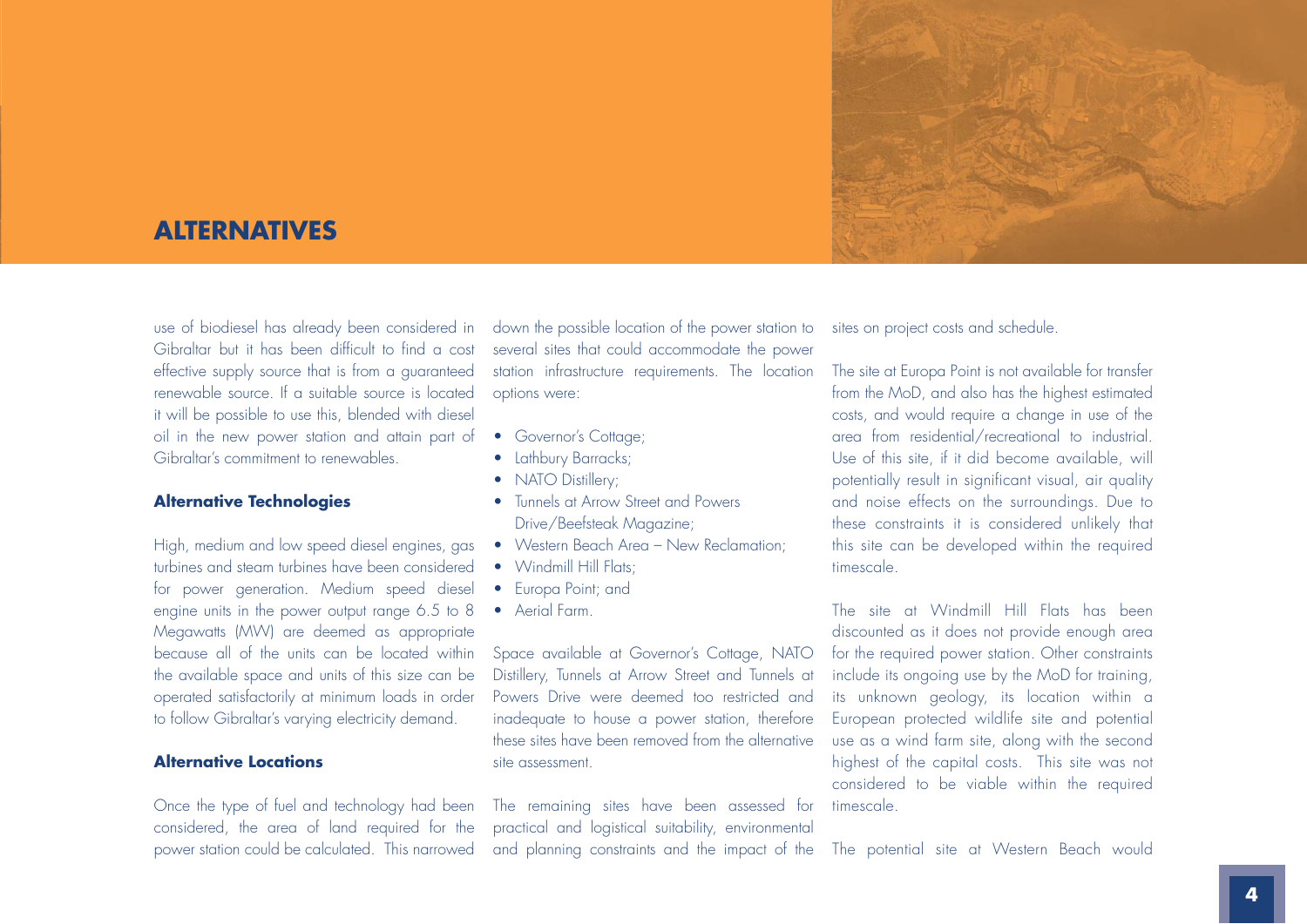## ALTERNATIVES

use of biodiesel has already been considered in Gibraltar but it has been difficult to find a cost effective supply source that is from a guaranteed renewable source. If a suitable source is located it will be possible to use this, blended with diesel oil in the new power station and attain part of Gibraltar's commitment to renewables.

### Alternative Technologies

High, medium and low speed diesel engines, gas turbines and steam turbines have been considered for power generation. Medium speed diesel engine units in the power output range 6.5 to 8 Megawatts (MW) are deemed as appropriate because all of the units can be located within the available space and units of this size can be operated satisfactorily at minimum loads in order to follow Gibraltar's varying electricity demand.

### Alternative Locations

Once the type of fuel and technology had been considered, the area of land required for the power station could be calculated. This narrowed down the possible location of the power station to several sites that could accommodate the power station infrastructure requirements. The location options were:

- Governor's Cottage;
- Lathbury Barracks;
- NATO Distillery;
- Tunnels at Arrow Street and Powers Drive/Beefsteak Magazine;
- Western Beach Area – New Reclamation;
- Windmill Hill Flats;
- Europa Point; and
- Aerial Farm.

Space available at Governor's Cottage, NATO Distillery, Tunnels at Arrow Street and Tunnels at Powers Drive were deemed too restricted and inadequate to house a power station, therefore these sites have been removed from the alternative site assessment.

The remaining sites have been assessed for practical and logistical suitability, environmental and planning constraints and the impact of the sites on project costs and schedule.

The site at Europa Point is not available for transfer from the MoD, and also has the highest estimated costs, and would require a change in use of the area from residential/recreational to industrial. Use of this site, if it did become available, will potentially result in significant visual, air quality and noise effects on the surroundings. Due to these constraints it is considered unlikely that this site can be developed within the required timescale.

The site at Windmill Hill Flats has been discounted as it does not provide enough area for the required power station. Other constraints include its ongoing use by the MoD for training, its unknown geology, its location within a European protected wildlife site and potential use as a wind farm site, along with the second highest of the capital costs. This site was not considered to be viable within the required timescale.

The potential site at Western Beach would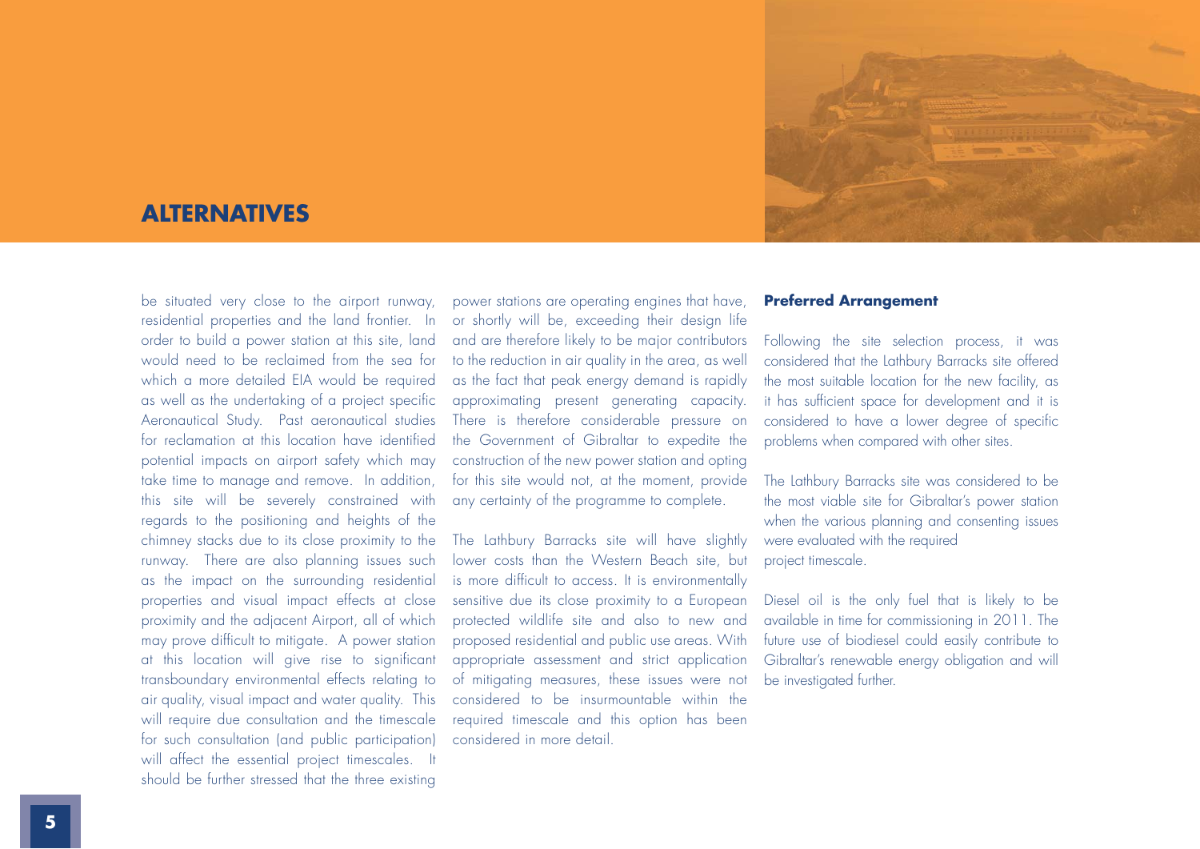## ALTERNATIVES

be situated very close to the airport runway, residential properties and the land frontier. In order to build a power station at this site, land would need to be reclaimed from the sea for which a more detailed EIA would be required as well as the undertaking of a project specific Aeronautical Study. Past aeronautical studies for reclamation at this location have identified potential impacts on airport safety which may take time to manage and remove. In addition, this site will be severely constrained with regards to the positioning and heights of the chimney stacks due to its close proximity to the runway. There are also planning issues such as the impact on the surrounding residential properties and visual impact effects at close proximity and the adjacent Airport, all of which may prove difficult to mitigate. A power station at this location will give rise to significant transboundary environmental effects relating to air quality, visual impact and water quality. This will require due consultation and the timescale for such consultation (and public participation) will affect the essential project timescales. It should be further stressed that the three existing power stations are operating engines that have, or shortly will be, exceeding their design life and are therefore likely to be major contributors to the reduction in air quality in the area, as well as the fact that peak energy demand is rapidly approximating present generating capacity. There is therefore considerable pressure on the Government of Gibraltar to expedite the construction of the new power station and opting for this site would not, at the moment, provide any certainty of the programme to complete.

The Lathbury Barracks site will have slightly lower costs than the Western Beach site, but is more difficult to access. It is environmentally sensitive due its close proximity to a European protected wildlife site and also to new and proposed residential and public use areas. With appropriate assessment and strict application of mitigating measures, these issues were not considered to be insurmountable within the required timescale and this option has been considered in more detail.

**Preferred Arrangement**

Following the site selection process, it was considered that the Lathbury Barracks site offered the most suitable location for the new facility, as it has sufficient space for development and it is considered to have a lower degree of specific problems when compared with other sites.

The Lathbury Barracks site was considered to be the most viable site for Gibraltar's power station when the various planning and consenting issues were evaluated with the required project timescale.

Diesel oil is the only fuel that is likely to be available in time for commissioning in 2011. The future use of biodiesel could easily contribute to Gibraltar's renewable energy obligation and will be investigated further.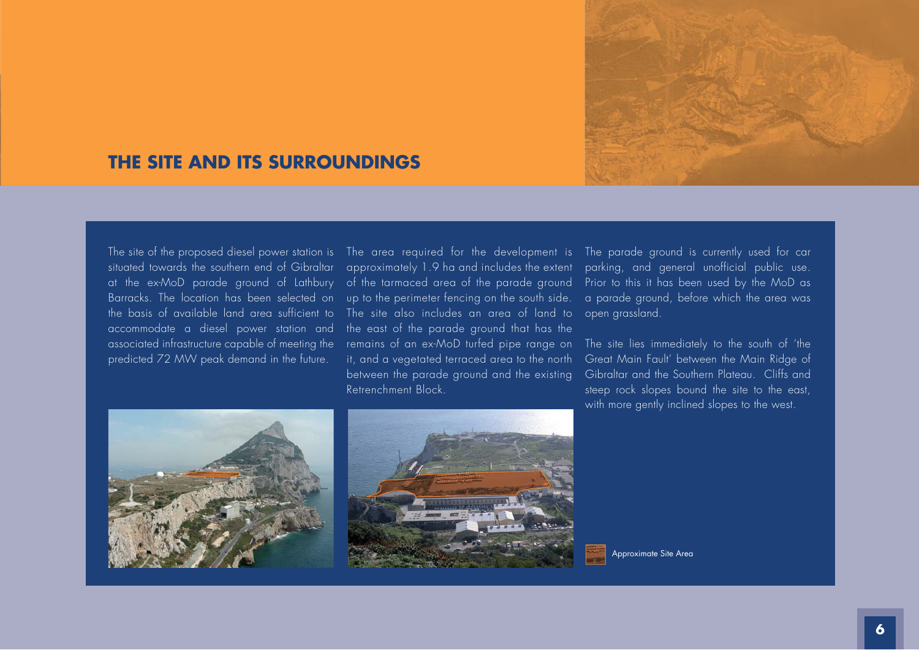## THE SITE AND ITS SURROUNDINGS

The site of the proposed diesel power station is situated towards the southern end of Gibraltar at the ex-MoD parade ground of Lathbury Barracks. The location has been selected on the basis of available land area sufficient to accommodate a diesel power station and associated infrastructure capable of meeting the predicted 72 MW peak demand in the future.

The area required for the development is approximately 1.9 ha and includes the extent of the tarmaced area of the parade ground up to the perimeter fencing on the south side. The site also includes an area of land to the east of the parade ground that has the remains of an ex-MoD turfed pipe range on it, and a vegetated terraced area to the north between the parade ground and the existing Retrenchment Block.

The parade ground is currently used for car parking, and general unofficial public use. Prior to this it has been used by the MoD as a parade ground, before which the area was open grassland.

The site lies immediately to the south of 'the Great Main Fault' between the Main Ridge of Gibraltar and the Southern Plateau. Cliffs and steep rock slopes bound the site to the east, with more gently inclined slopes to the west.

Approximate Site Area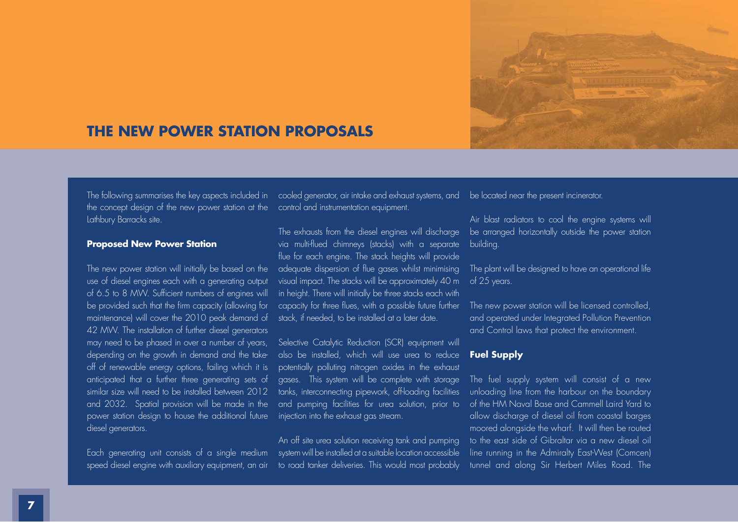# THE NEW POWER STATION PROPOSALS

The following summarises the key aspects included in the concept design of the new power station at the Lathbury Barracks site.

## Proposed New Power Station

The new power station will initially be based on the use of diesel engines each with a generating output of 6.5 to 8 MW. Sufficient numbers of engines will be provided such that the firm capacity (allowing for maintenance) will cover the 2010 peak demand of 42 MW. The installation of further diesel generators may need to be phased in over a number of years, depending on the growth in demand and the take-off of renewable energy options, failing which it is anticipated that a further three generating sets of similar size will need to be installed between 2012 and 2032. Spatial provision will be made in the power station design to house the additional future diesel generators.

Each generating unit consists of a single medium speed diesel engine with auxiliary equipment, an air cooled generator, air intake and exhaust systems, and control and instrumentation equipment.

The exhausts from the diesel engines will discharge via multi-flued chimneys (stacks) with a separate flue for each engine. The stack heights will provide adequate dispersion of flue gases whilst minimising visual impact. The stacks will be approximately 40 m in height. There will initially be three stacks each with capacity for three flues, with a possible future further stack, if needed, to be installed at a later date.

Selective Catalytic Reduction (SCR) equipment will also be installed, which will use urea to reduce potentially polluting nitrogen oxides in the exhaust gases. This system will be complete with storage tanks, interconnecting pipework, off-loading facilities and pumping facilities for urea solution, prior to injection into the exhaust gas stream.

An off site urea solution receiving tank and pumping system will be installed at a suitable location accessible to road tanker deliveries. This would most probably be located near the present incinerator.

Air blast radiators to cool the engine systems will be arranged horizontally outside the power station building.

The plant will be designed to have an operational life of 25 years.

The new power station will be licensed controlled, and operated under Integrated Pollution Prevention and Control laws that protect the environment.

## Fuel Supply

The fuel supply system will consist of a new unloading line from the harbour on the boundary of the HM Naval Base and Cammell Laird Yard to allow discharge of diesel oil from coastal barges moored alongside the wharf. It will then be routed to the east side of Gibraltar via a new diesel oil line running in the Admiralty East-West (Comcen) tunnel and along Sir Herbert Miles Road. The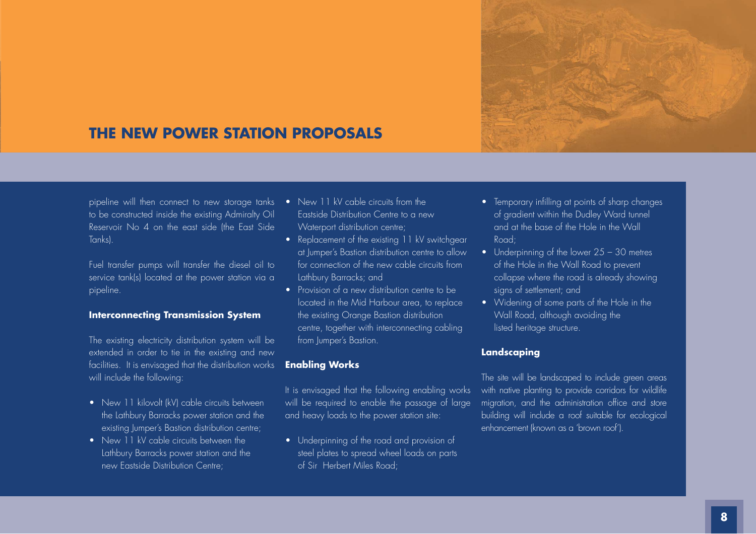## THE NEW POWER STATION PROPOSALS

pipeline will then connect to new storage tanks to be constructed inside the existing Admiralty Oil Reservoir No 4 on the east side (the East Side Tanks).

Fuel transfer pumps will transfer the diesel oil to service tank(s) located at the power station via a pipeline.

### Interconnecting Transmission System

The existing electricity distribution system will be extended in order to tie in the existing and new facilities. It is envisaged that the distribution works will include the following:

- New 11 kilovolt (kV) cable circuits between the Lathbury Barracks power station and the existing Jumper's Bastion distribution centre;
- New 11 kV cable circuits between the Lathbury Barracks power station and the new Eastside Distribution Centre;
- New 11 kV cable circuits from the Eastside Distribution Centre to a new Waterport distribution centre;
- Replacement of the existing 11 kV switchgear at Jumper's Bastion distribution centre to allow for connection of the new cable circuits from Lathbury Barracks; and
- Provision of a new distribution centre to be located in the Mid Harbour area, to replace the existing Orange Bastion distribution centre, together with interconnecting cabling from Jumper's Bastion.

### Enabling Works

It is envisaged that the following enabling works will be required to enable the passage of large and heavy loads to the power station site:

- Underpinning of the road and provision of steel plates to spread wheel loads on parts of Sir Herbert Miles Road;
- Temporary infilling at points of sharp changes of gradient within the Dudley Ward tunnel and at the base of the Hole in the Wall Road;
- Underpinning of the lower 25 – 30 metres of the Hole in the Wall Road to prevent collapse where the road is already showing signs of settlement; and
- Widening of some parts of the Hole in the Wall Road, although avoiding the listed heritage structure.

### Landscaping

The site will be landscaped to include green areas with native planting to provide corridors for wildlife migration, and the administration office and store building will include a roof suitable for ecological enhancement (known as a 'brown roof').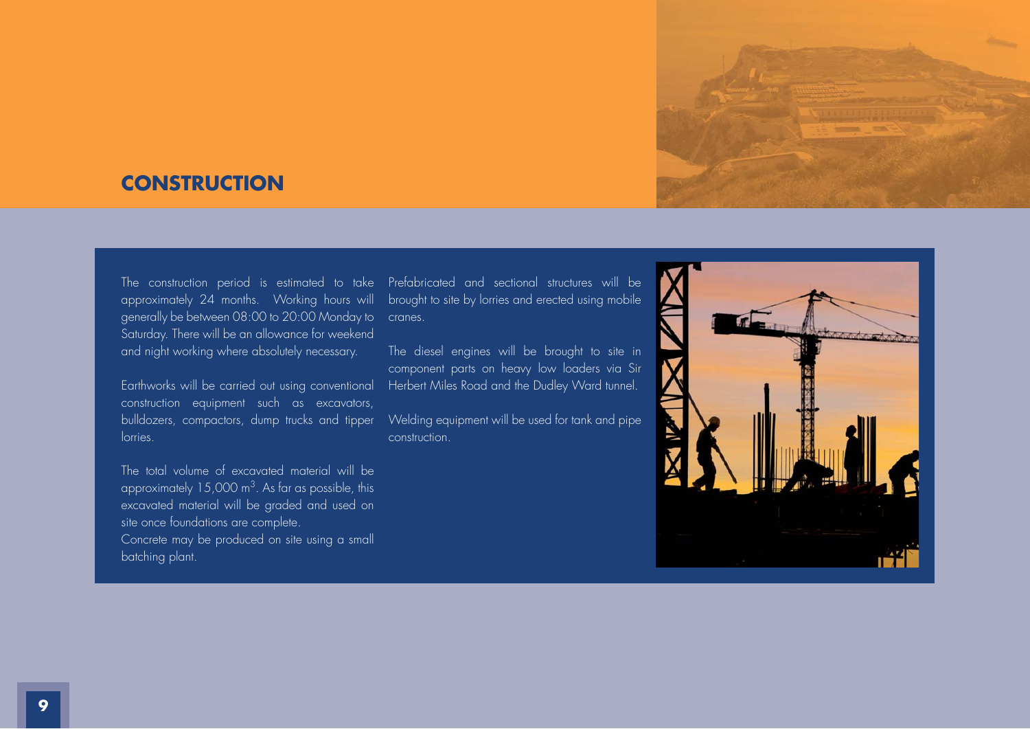# CONSTRUCTION

The construction period is estimated to take approximately 24 months. Working hours will generally be between 08:00 to 20:00 Monday to Saturday. There will be an allowance for weekend and night working where absolutely necessary.

Earthworks will be carried out using conventional construction equipment such as excavators, bulldozers, compactors, dump trucks and tipper lorries.

The total volume of excavated material will be approximately 15,000 $m^3$. As far as possible, this excavated material will be graded and used on site once foundations are complete.
Concrete may be produced on site using a small batching plant.

Prefabricated and sectional structures will be brought to site by lorries and erected using mobile cranes.

The diesel engines will be brought to site in component parts on heavy low loaders via Sir Herbert Miles Road and the Dudley Ward tunnel.

Welding equipment will be used for tank and pipe construction.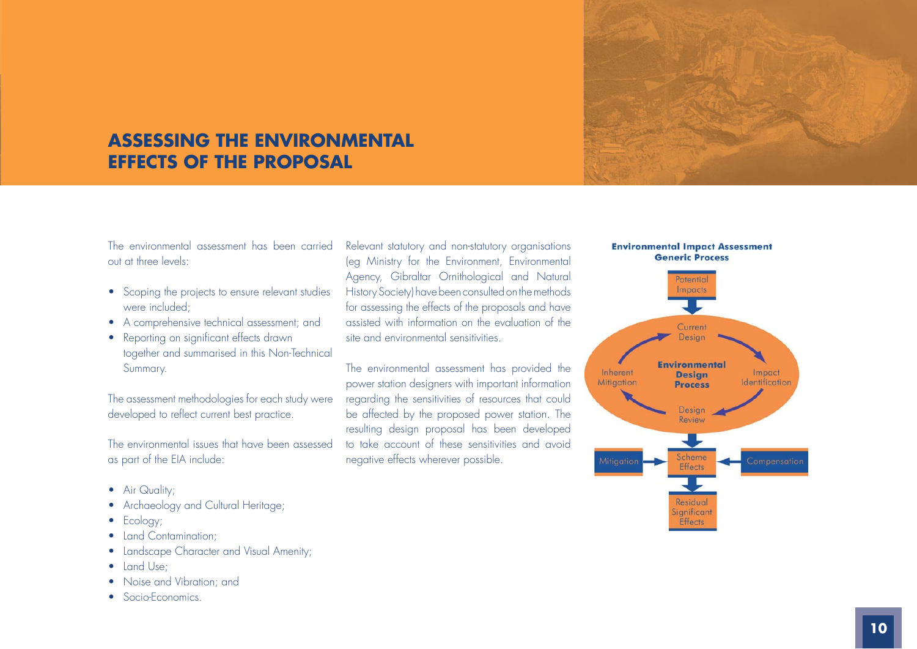# ASSESSING THE ENVIRONMENTAL EFFECTS OF THE PROPOSAL

The environmental assessment has been carried out at three levels:

- Scoping the projects to ensure relevant studies were included;
- A comprehensive technical assessment; and
- Reporting on significant effects drawn together and summarised in this Non-Technical Summary.

The assessment methodologies for each study were developed to reflect current best practice.

The environmental issues that have been assessed as part of the EIA include:

- Air Quality;
- Archaeology and Cultural Heritage;
- Ecology;
- Land Contamination;
- Landscape Character and Visual Amenity;
- Land Use;
- Noise and Vibration; and
- Socio-Economics.

Relevant statutory and non-statutory organisations (eg Ministry for the Environment, Environmental Agency, Gibraltar Ornithological and Natural History Society) have been consulted on the methods for assessing the effects of the proposals and have assisted with information on the evaluation of the site and environmental sensitivities.

The environmental assessment has provided the power station designers with important information regarding the sensitivities of resources that could be affected by the proposed power station. The resulting design proposal has been developed to take account of these sensitivities and avoid negative effects wherever possible.

**Environmental Impact Assessment Generic Process**

Potential Impacts → Environmental Design Process (Current Design → Impact Identification → Design Review → Inherent Mitigation → Current Design) → Scheme Effects (← Mitigation, ← Compensation) → Residual Significant Effects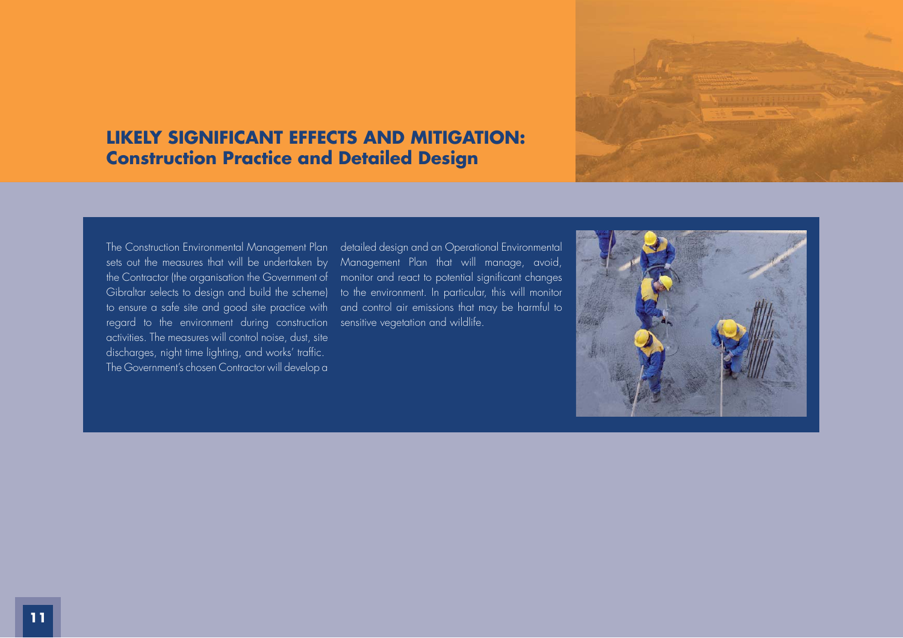# LIKELY SIGNIFICANT EFFECTS AND MITIGATION: Construction Practice and Detailed Design

The Construction Environmental Management Plan sets out the measures that will be undertaken by the Contractor (the organisation the Government of Gibraltar selects to design and build the scheme) to ensure a safe site and good site practice with regard to the environment during construction activities. The measures will control noise, dust, site discharges, night time lighting, and works' traffic. The Government's chosen Contractor will develop a detailed design and an Operational Environmental Management Plan that will manage, avoid, monitor and react to potential significant changes to the environment. In particular, this will monitor and control air emissions that may be harmful to sensitive vegetation and wildlife.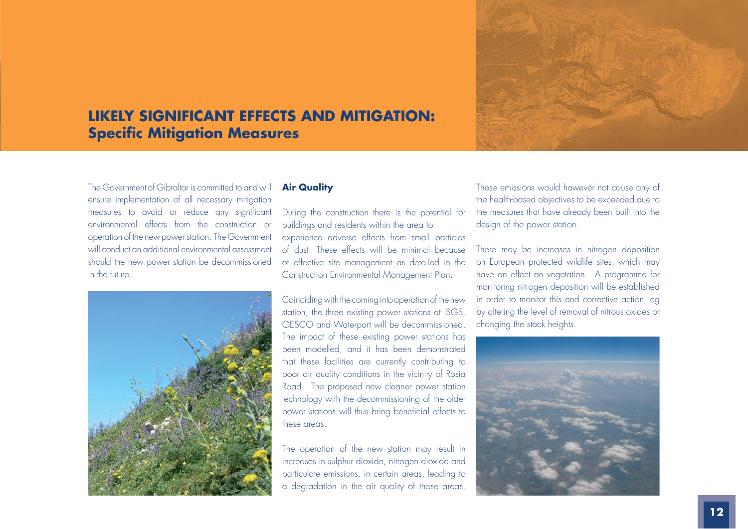# LIKELY SIGNIFICANT EFFECTS AND MITIGATION:
## Specific Mitigation Measures

The Government of Gibraltar is committed to and will ensure implementation of all necessary mitigation measures to avoid or reduce any significant environmental effects from the construction or operation of the new power station. The Government will conduct an additional environmental assessment should the new power station be decommissioned in the future.

**Air Quality**

During the construction there is the potential for buildings and residents within the area to experience adverse effects from small particles of dust. These effects will be minimal because of effective site management as detailed in the Construction Environmental Management Plan.

Coinciding with the coming into operation of the new station, the three existing power stations at ISGS, OESCO and Waterport will be decommissioned. The impact of these existing power stations has been modelled, and it has been demonstrated that these facilities are currently contributing to poor air quality conditions in the vicinity of Rosia Road. The proposed new cleaner power station technology with the decommissioning of the older power stations will thus bring beneficial effects to these areas.

The operation of the new station may result in increases in sulphur dioxide, nitrogen dioxide and particulate emissions, in certain areas, leading to a degradation in the air quality of those areas. These emissions would however not cause any of the health-based objectives to be exceeded due to the measures that have already been built into the design of the power station.

There may be increases in nitrogen deposition on European protected wildlife sites, which may have an effect on vegetation. A programme for monitoring nitrogen deposition will be established in order to monitor this and corrective action, eg by altering the level of removal of nitrous oxides or changing the stack heights.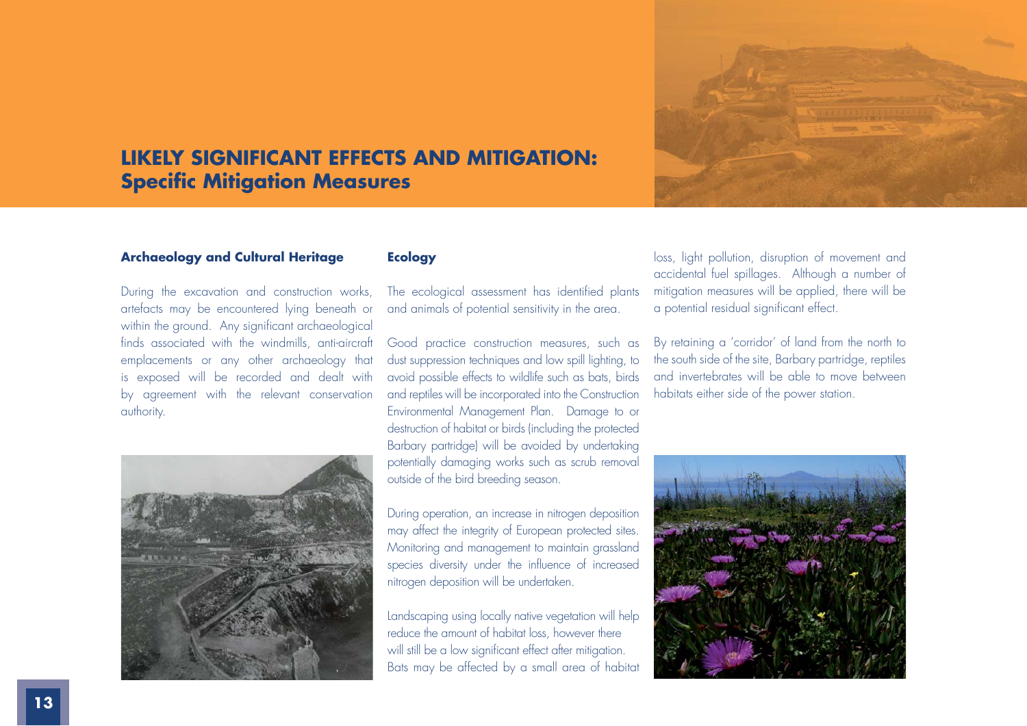# LIKELY SIGNIFICANT EFFECTS AND MITIGATION:
## Specific Mitigation Measures

### Archaeology and Cultural Heritage

During the excavation and construction works, artefacts may be encountered lying beneath or within the ground. Any significant archaeological finds associated with the windmills, anti-aircraft emplacements or any other archaeology that is exposed will be recorded and dealt with by agreement with the relevant conservation authority.

### Ecology

The ecological assessment has identified plants and animals of potential sensitivity in the area.

Good practice construction measures, such as dust suppression techniques and low spill lighting, to avoid possible effects to wildlife such as bats, birds and reptiles will be incorporated into the Construction Environmental Management Plan. Damage to or destruction of habitat or birds (including the protected Barbary partridge) will be avoided by undertaking potentially damaging works such as scrub removal outside of the bird breeding season.

During operation, an increase in nitrogen deposition may affect the integrity of European protected sites. Monitoring and management to maintain grassland species diversity under the influence of increased nitrogen deposition will be undertaken.

Landscaping using locally native vegetation will help reduce the amount of habitat loss, however there will still be a low significant effect after mitigation. Bats may be affected by a small area of habitat loss, light pollution, disruption of movement and accidental fuel spillages. Although a number of mitigation measures will be applied, there will be a potential residual significant effect.

By retaining a 'corridor' of land from the north to the south side of the site, Barbary partridge, reptiles and invertebrates will be able to move between habitats either side of the power station.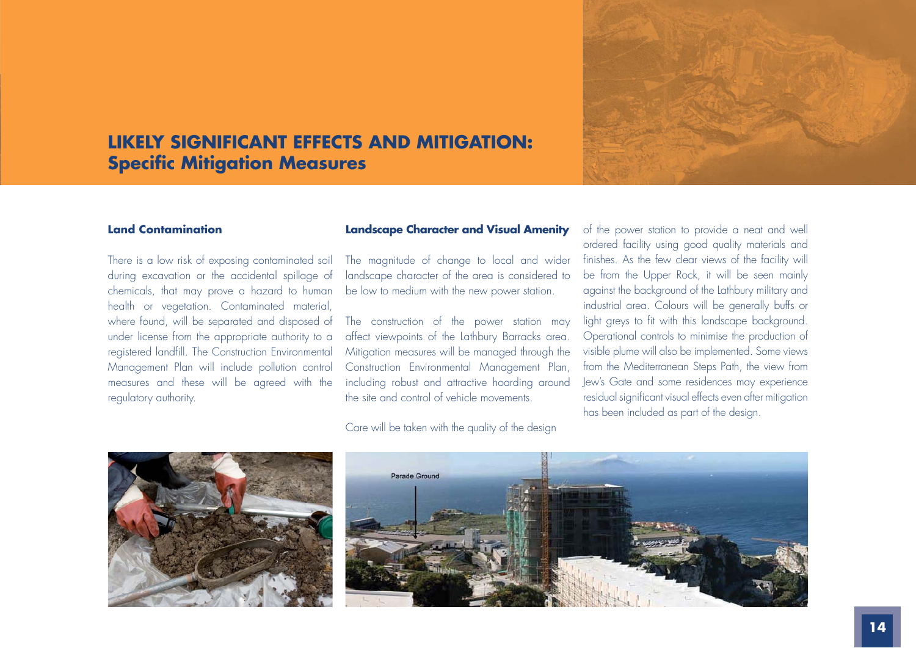# LIKELY SIGNIFICANT EFFECTS AND MITIGATION:
## Specific Mitigation Measures

### Land Contamination

There is a low risk of exposing contaminated soil during excavation or the accidental spillage of chemicals, that may prove a hazard to human health or vegetation. Contaminated material, where found, will be separated and disposed of under license from the appropriate authority to a registered landfill. The Construction Environmental Management Plan will include pollution control measures and these will be agreed with the regulatory authority.

### Landscape Character and Visual Amenity

The magnitude of change to local and wider landscape character of the area is considered to be low to medium with the new power station.

The construction of the power station may affect viewpoints of the Lathbury Barracks area. Mitigation measures will be managed through the Construction Environmental Management Plan, including robust and attractive hoarding around the site and control of vehicle movements.

Care will be taken with the quality of the design of the power station to provide a neat and well ordered facility using good quality materials and finishes. As the few clear views of the facility will be from the Upper Rock, it will be seen mainly against the background of the Lathbury military and industrial area. Colours will be generally buffs or light greys to fit with this landscape background. Operational controls to minimise the production of visible plume will also be implemented. Some views from the Mediterranean Steps Path, the view from Jew's Gate and some residences may experience residual significant visual effects even after mitigation has been included as part of the design.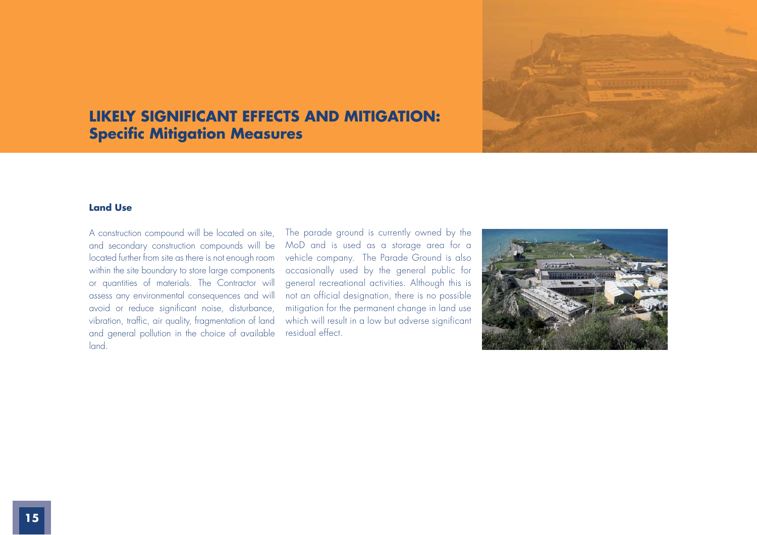# LIKELY SIGNIFICANT EFFECTS AND MITIGATION:
## Specific Mitigation Measures

### Land Use

A construction compound will be located on site, and secondary construction compounds will be located further from site as there is not enough room within the site boundary to store large components or quantities of materials. The Contractor will assess any environmental consequences and will avoid or reduce significant noise, disturbance, vibration, traffic, air quality, fragmentation of land and general pollution in the choice of available land.

The parade ground is currently owned by the MoD and is used as a storage area for a vehicle company. The Parade Ground is also occasionally used by the general public for general recreational activities. Although this is not an official designation, there is no possible mitigation for the permanent change in land use which will result in a low but adverse significant residual effect.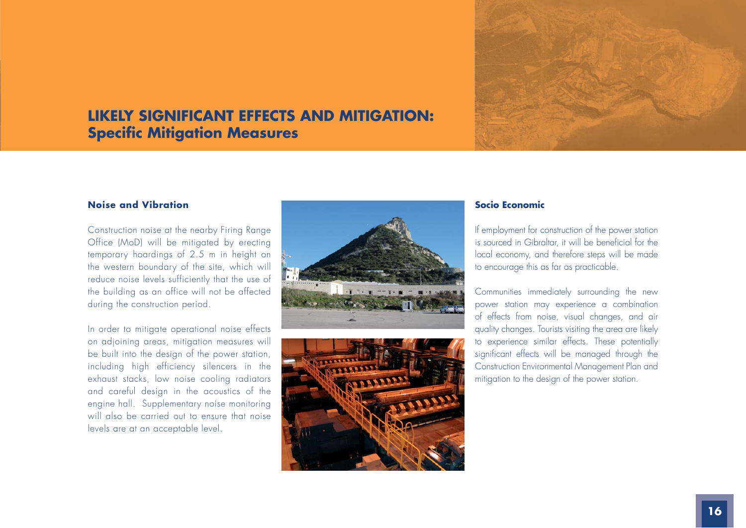# LIKELY SIGNIFICANT EFFECTS AND MITIGATION:
## Specific Mitigation Measures

### Noise and Vibration

Construction noise at the nearby Firing Range Office (MoD) will be mitigated by erecting temporary hoardings of 2.5 m in height on the western boundary of the site, which will reduce noise levels sufficiently that the use of the building as an office will not be affected during the construction period.

In order to mitigate operational noise effects on adjoining areas, mitigation measures will be built into the design of the power station, including high efficiency silencers in the exhaust stacks, low noise cooling radiators and careful design in the acoustics of the engine hall. Supplementary noise monitoring will also be carried out to ensure that noise levels are at an acceptable level.

### Socio Economic

If employment for construction of the power station is sourced in Gibraltar, it will be beneficial for the local economy, and therefore steps will be made to encourage this as far as practicable.

Communities immediately surrounding the new power station may experience a combination of effects from noise, visual changes, and air quality changes. Tourists visiting the area are likely to experience similar effects. These potentially significant effects will be managed through the Construction Environmental Management Plan and mitigation to the design of the power station.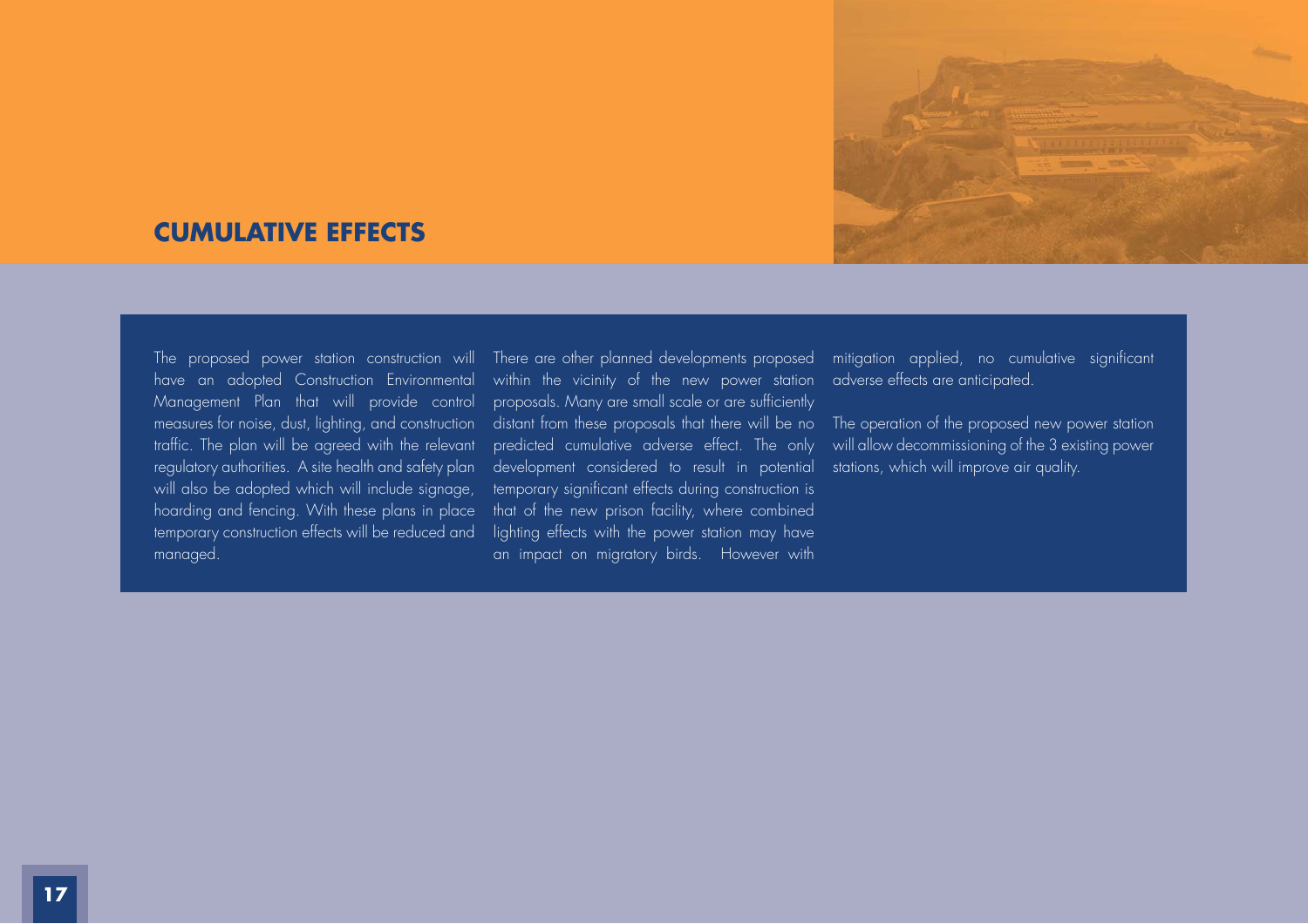## CUMULATIVE EFFECTS

The proposed power station construction will have an adopted Construction Environmental Management Plan that will provide control measures for noise, dust, lighting, and construction traffic. The plan will be agreed with the relevant regulatory authorities. A site health and safety plan will also be adopted which will include signage, hoarding and fencing. With these plans in place temporary construction effects will be reduced and managed.

There are other planned developments proposed within the vicinity of the new power station proposals. Many are small scale or are sufficiently distant from these proposals that there will be no predicted cumulative adverse effect. The only development considered to result in potential temporary significant effects during construction is that of the new prison facility, where combined lighting effects with the power station may have an impact on migratory birds. However with mitigation applied, no cumulative significant adverse effects are anticipated.

The operation of the proposed new power station will allow decommissioning of the 3 existing power stations, which will improve air quality.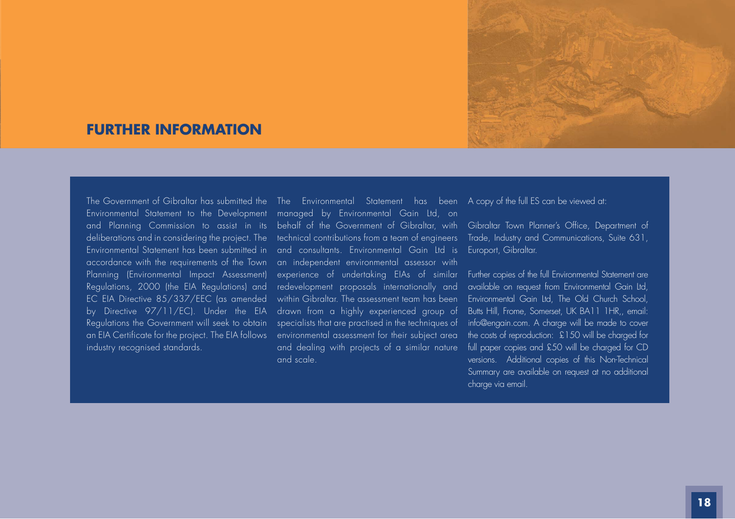## FURTHER INFORMATION

The Government of Gibraltar has submitted the Environmental Statement to the Development and Planning Commission to assist in its deliberations and in considering the project. The Environmental Statement has been submitted in accordance with the requirements of the Town Planning (Environmental Impact Assessment) Regulations, 2000 (the EIA Regulations) and EC EIA Directive 85/337/EEC (as amended by Directive 97/11/EC). Under the EIA Regulations the Government will seek to obtain an EIA Certificate for the project. The EIA follows industry recognised standards.

The Environmental Statement has been managed by Environmental Gain Ltd, on behalf of the Government of Gibraltar, with technical contributions from a team of engineers and consultants. Environmental Gain Ltd is an independent environmental assessor with experience of undertaking EIAs of similar redevelopment proposals internationally and within Gibraltar. The assessment team has been drawn from a highly experienced group of specialists that are practised in the techniques of environmental assessment for their subject area and dealing with projects of a similar nature and scale.

A copy of the full ES can be viewed at:

Gibraltar Town Planner's Office, Department of Trade, Industry and Communications, Suite 631, Europort, Gibraltar.

Further copies of the full Environmental Statement are available on request from Environmental Gain Ltd, Environmental Gain Ltd, The Old Church School, Butts Hill, Frome, Somerset, UK BA11 1HR,, email: info@engain.com. A charge will be made to cover the costs of reproduction: £150 will be charged for full paper copies and £50 will be charged for CD versions. Additional copies of this Non-Technical Summary are available on request at no additional charge via email.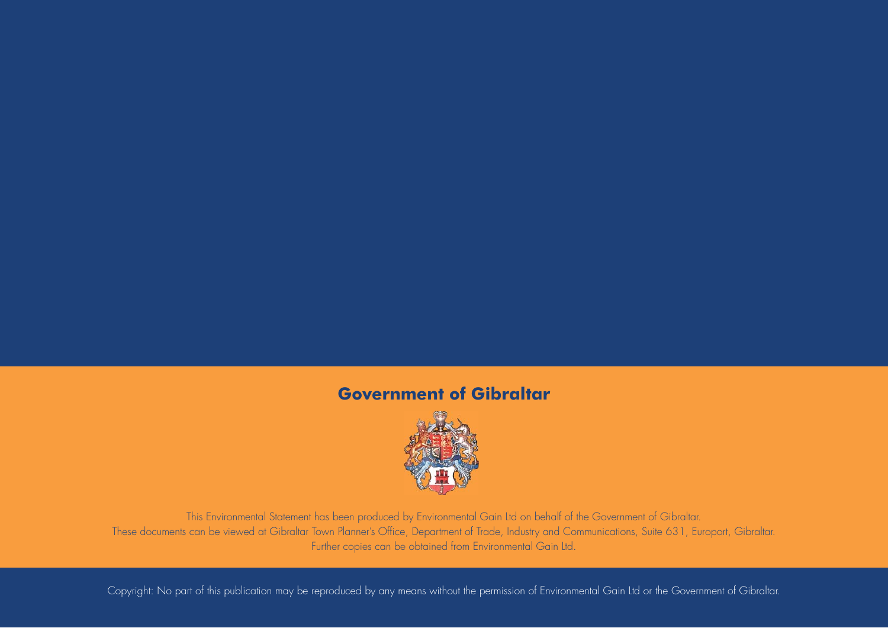## Government of Gibraltar

This Environmental Statement has been produced by Environmental Gain Ltd on behalf of the Government of Gibraltar.
These documents can be viewed at Gibraltar Town Planner's Office, Department of Trade, Industry and Communications, Suite 631, Europort, Gibraltar.
Further copies can be obtained from Environmental Gain Ltd.

Copyright: No part of this publication may be reproduced by any means without the permission of Environmental Gain Ltd or the Government of Gibraltar.